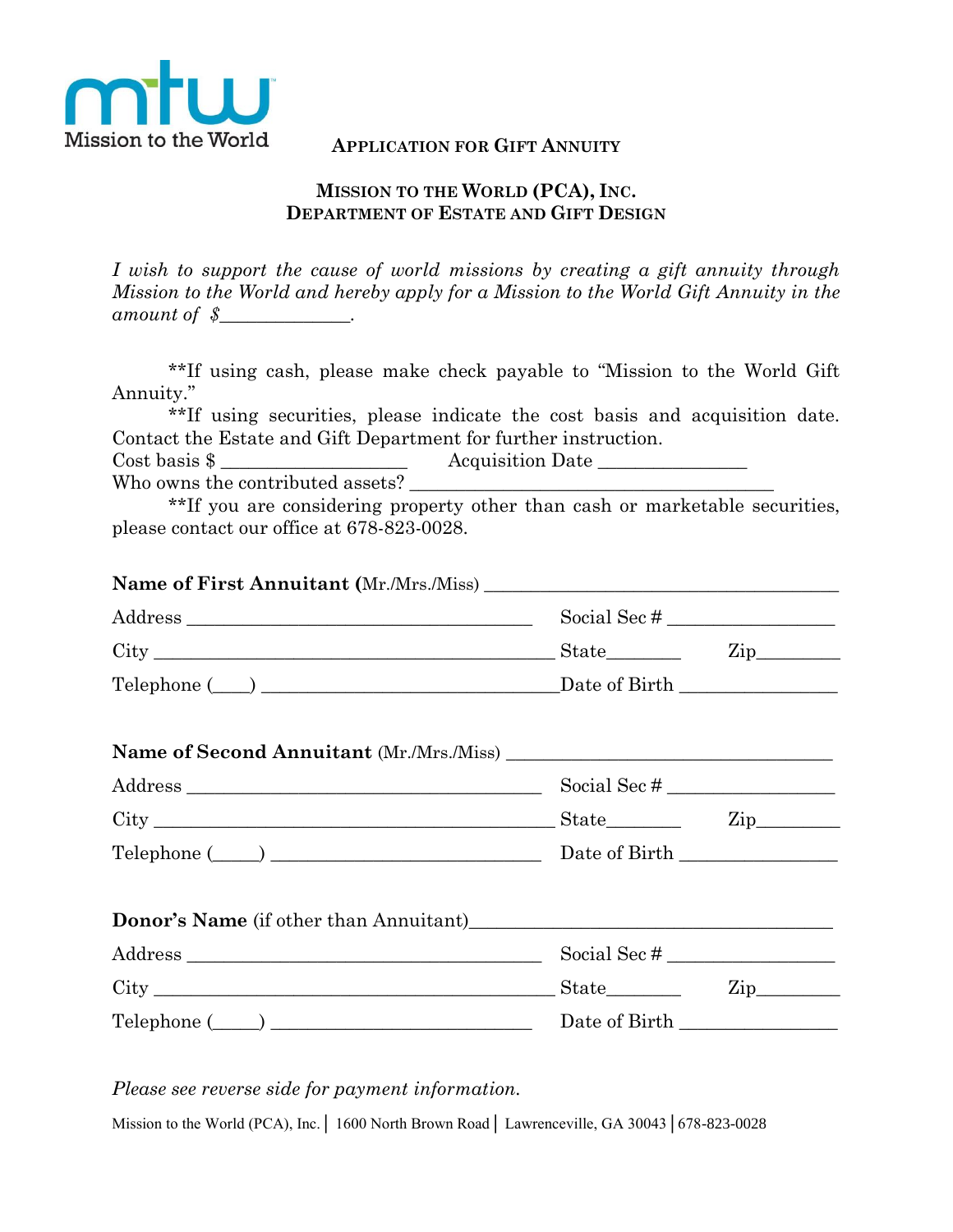Mission to the World

## Application for Gift Annuity

## Mission to the World (PCA), Inc.
## Department of Estate and Gift Design

*I wish to support the cause of world missions by creating a gift annuity through Mission to the World and hereby apply for a Mission to the World Gift Annuity in the amount of $______________.*

**If using cash, please make check payable to "Mission to the World Gift Annuity."

**If using securities, please indicate the cost basis and acquisition date. Contact the Estate and Gift Department for further instruction.

Cost basis $ ____________________ Acquisition Date _______________

Who owns the contributed assets? ________________________________________

**If you are considering property other than cash or marketable securities, please contact our office at 678-823-0028.

**Name of First Annuitant (**Mr./Mrs./Miss) ____________________________________

Address ______________________________________ Social Sec # _________________

City ____________________________________________ State________ Zip_________

Telephone (____) ________________________________Date of Birth ________________

**Name of Second Annuitant** (Mr./Mrs./Miss) ___________________________________

Address ______________________________________ Social Sec # _________________

City ____________________________________________ State________ Zip_________

Telephone (_____) ____________________________ Date of Birth ________________

**Donor's Name** (if other than Annuitant)_______________________________________

Address ______________________________________ Social Sec # _________________

City ____________________________________________ State________ Zip_________

Telephone (_____) ____________________________ Date of Birth ________________

*Please see reverse side for payment information.*

Mission to the World (PCA), Inc. | 1600 North Brown Road | Lawrenceville, GA 30043 | 678-823-0028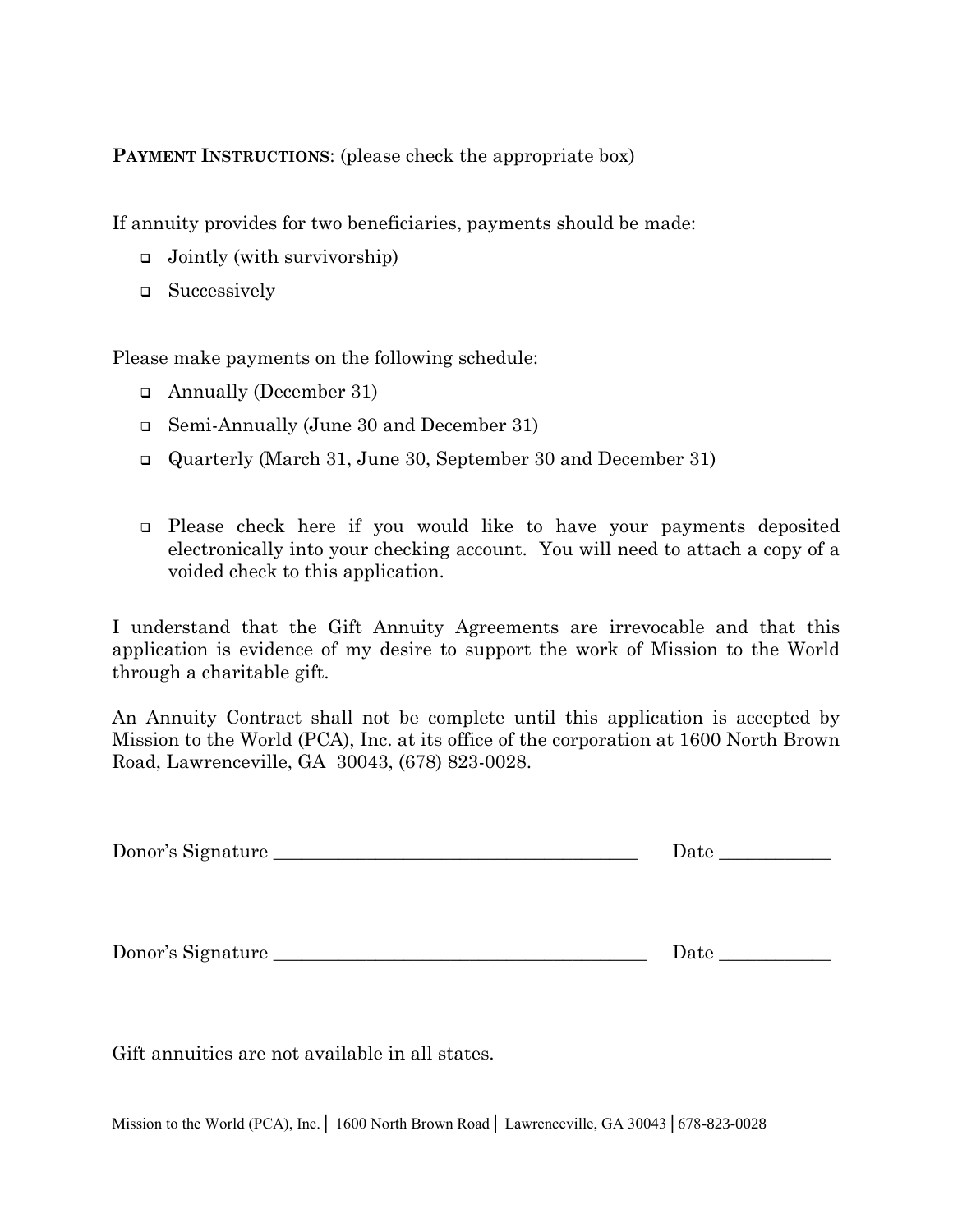**PAYMENT INSTRUCTIONS**: (please check the appropriate box)

If annuity provides for two beneficiaries, payments should be made:

- ❑ Jointly (with survivorship)
- ❑ Successively

Please make payments on the following schedule:

- ❑ Annually (December 31)
- ❑ Semi-Annually (June 30 and December 31)
- ❑ Quarterly (March 31, June 30, September 30 and December 31)

- ❑ Please check here if you would like to have your payments deposited electronically into your checking account. You will need to attach a copy of a voided check to this application.

I understand that the Gift Annuity Agreements are irrevocable and that this application is evidence of my desire to support the work of Mission to the World through a charitable gift.

An Annuity Contract shall not be complete until this application is accepted by Mission to the World (PCA), Inc. at its office of the corporation at 1600 North Brown Road, Lawrenceville, GA 30043, (678) 823-0028.

Donor's Signature ______________________________________ Date ____________

Donor's Signature ______________________________________ Date ____________

Gift annuities are not available in all states.

Mission to the World (PCA), Inc. | 1600 North Brown Road | Lawrenceville, GA 30043 | 678-823-0028